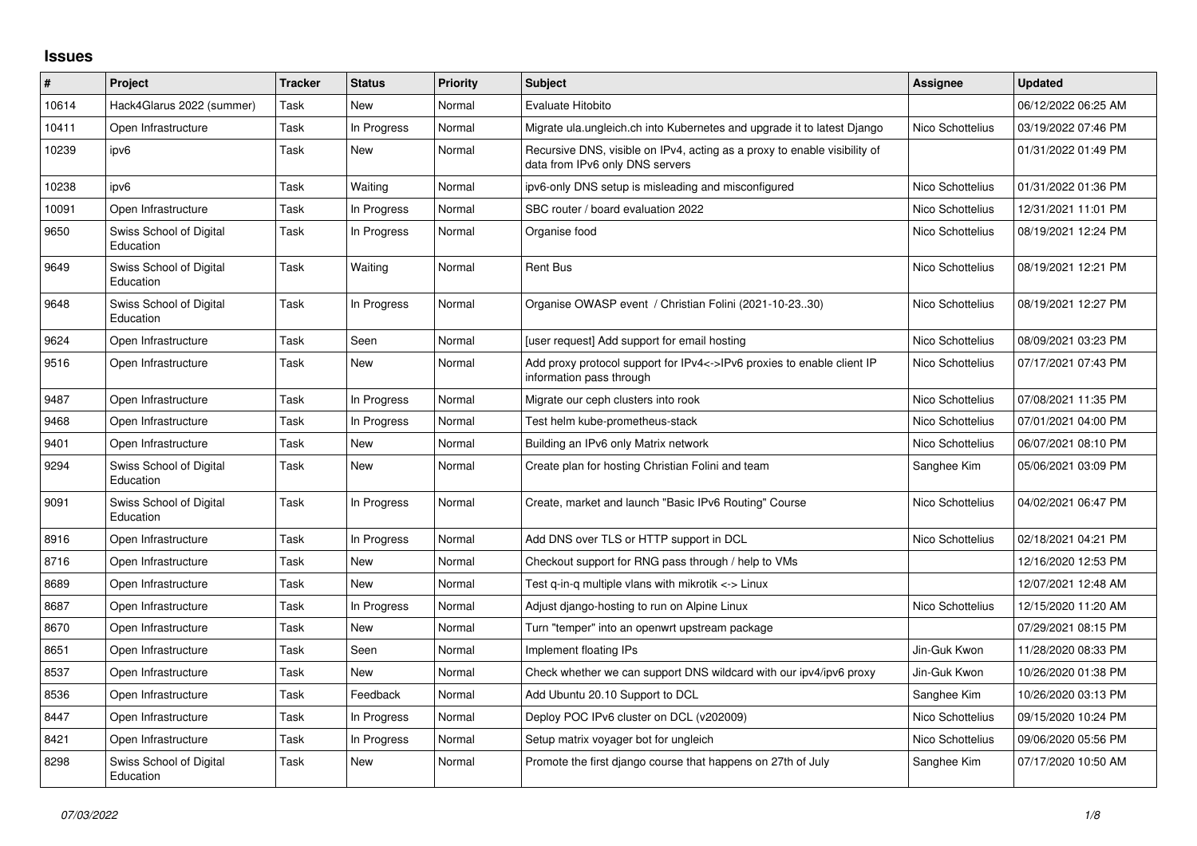## Issues

| # | Project | Tracker | Status | Priority | Subject | Assignee | Updated |
|---|---|---|---|---|---|---|---|
| 10614 | Hack4Glarus 2022 (summer) | Task | New | Normal | Evaluate Hitobito | | 06/12/2022 06:25 AM |
| 10411 | Open Infrastructure | Task | In Progress | Normal | Migrate ula.ungleich.ch into Kubernetes and upgrade it to latest Django | Nico Schottelius | 03/19/2022 07:46 PM |
| 10239 | ipv6 | Task | New | Normal | Recursive DNS, visible on IPv4, acting as a proxy to enable visibility of data from IPv6 only DNS servers | | 01/31/2022 01:49 PM |
| 10238 | ipv6 | Task | Waiting | Normal | ipv6-only DNS setup is misleading and misconfigured | Nico Schottelius | 01/31/2022 01:36 PM |
| 10091 | Open Infrastructure | Task | In Progress | Normal | SBC router / board evaluation 2022 | Nico Schottelius | 12/31/2021 11:01 PM |
| 9650 | Swiss School of Digital Education | Task | In Progress | Normal | Organise food | Nico Schottelius | 08/19/2021 12:24 PM |
| 9649 | Swiss School of Digital Education | Task | Waiting | Normal | Rent Bus | Nico Schottelius | 08/19/2021 12:21 PM |
| 9648 | Swiss School of Digital Education | Task | In Progress | Normal | Organise OWASP event / Christian Folini (2021-10-23..30) | Nico Schottelius | 08/19/2021 12:27 PM |
| 9624 | Open Infrastructure | Task | Seen | Normal | [user request] Add support for email hosting | Nico Schottelius | 08/09/2021 03:23 PM |
| 9516 | Open Infrastructure | Task | New | Normal | Add proxy protocol support for IPv4<->IPv6 proxies to enable client IP information pass through | Nico Schottelius | 07/17/2021 07:43 PM |
| 9487 | Open Infrastructure | Task | In Progress | Normal | Migrate our ceph clusters into rook | Nico Schottelius | 07/08/2021 11:35 PM |
| 9468 | Open Infrastructure | Task | In Progress | Normal | Test helm kube-prometheus-stack | Nico Schottelius | 07/01/2021 04:00 PM |
| 9401 | Open Infrastructure | Task | New | Normal | Building an IPv6 only Matrix network | Nico Schottelius | 06/07/2021 08:10 PM |
| 9294 | Swiss School of Digital Education | Task | New | Normal | Create plan for hosting Christian Folini and team | Sanghee Kim | 05/06/2021 03:09 PM |
| 9091 | Swiss School of Digital Education | Task | In Progress | Normal | Create, market and launch "Basic IPv6 Routing" Course | Nico Schottelius | 04/02/2021 06:47 PM |
| 8916 | Open Infrastructure | Task | In Progress | Normal | Add DNS over TLS or HTTP support in DCL | Nico Schottelius | 02/18/2021 04:21 PM |
| 8716 | Open Infrastructure | Task | New | Normal | Checkout support for RNG pass through / help to VMs | | 12/16/2020 12:53 PM |
| 8689 | Open Infrastructure | Task | New | Normal | Test q-in-q multiple vlans with mikrotik <-> Linux | | 12/07/2021 12:48 AM |
| 8687 | Open Infrastructure | Task | In Progress | Normal | Adjust django-hosting to run on Alpine Linux | Nico Schottelius | 12/15/2020 11:20 AM |
| 8670 | Open Infrastructure | Task | New | Normal | Turn "temper" into an openwrt upstream package | | 07/29/2021 08:15 PM |
| 8651 | Open Infrastructure | Task | Seen | Normal | Implement floating IPs | Jin-Guk Kwon | 11/28/2020 08:33 PM |
| 8537 | Open Infrastructure | Task | New | Normal | Check whether we can support DNS wildcard with our ipv4/ipv6 proxy | Jin-Guk Kwon | 10/26/2020 01:38 PM |
| 8536 | Open Infrastructure | Task | Feedback | Normal | Add Ubuntu 20.10 Support to DCL | Sanghee Kim | 10/26/2020 03:13 PM |
| 8447 | Open Infrastructure | Task | In Progress | Normal | Deploy POC IPv6 cluster on DCL (v202009) | Nico Schottelius | 09/15/2020 10:24 PM |
| 8421 | Open Infrastructure | Task | In Progress | Normal | Setup matrix voyager bot for ungleich | Nico Schottelius | 09/06/2020 05:56 PM |
| 8298 | Swiss School of Digital Education | Task | New | Normal | Promote the first django course that happens on 27th of July | Sanghee Kim | 07/17/2020 10:50 AM |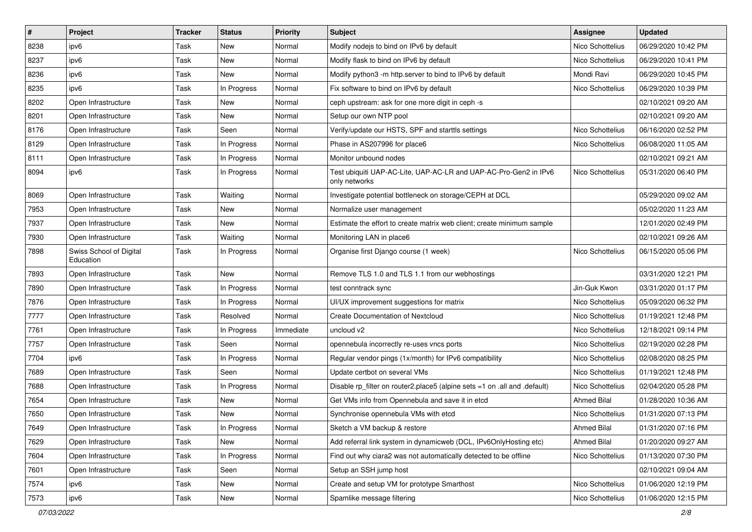| # | Project | Tracker | Status | Priority | Subject | Assignee | Updated |
|---|---|---|---|---|---|---|---|
| 8238 | ipv6 | Task | New | Normal | Modify nodejs to bind on IPv6 by default | Nico Schottelius | 06/29/2020 10:42 PM |
| 8237 | ipv6 | Task | New | Normal | Modify flask to bind on IPv6 by default | Nico Schottelius | 06/29/2020 10:41 PM |
| 8236 | ipv6 | Task | New | Normal | Modify python3 -m http.server to bind to IPv6 by default | Mondi Ravi | 06/29/2020 10:45 PM |
| 8235 | ipv6 | Task | In Progress | Normal | Fix software to bind on IPv6 by default | Nico Schottelius | 06/29/2020 10:39 PM |
| 8202 | Open Infrastructure | Task | New | Normal | ceph upstream: ask for one more digit in ceph -s | | 02/10/2021 09:20 AM |
| 8201 | Open Infrastructure | Task | New | Normal | Setup our own NTP pool | | 02/10/2021 09:20 AM |
| 8176 | Open Infrastructure | Task | Seen | Normal | Verify/update our HSTS, SPF and starttls settings | Nico Schottelius | 06/16/2020 02:52 PM |
| 8129 | Open Infrastructure | Task | In Progress | Normal | Phase in AS207996 for place6 | Nico Schottelius | 06/08/2020 11:05 AM |
| 8111 | Open Infrastructure | Task | In Progress | Normal | Monitor unbound nodes | | 02/10/2021 09:21 AM |
| 8094 | ipv6 | Task | In Progress | Normal | Test ubiquiti UAP-AC-Lite, UAP-AC-LR and UAP-AC-Pro-Gen2 in IPv6 only networks | Nico Schottelius | 05/31/2020 06:40 PM |
| 8069 | Open Infrastructure | Task | Waiting | Normal | Investigate potential bottleneck on storage/CEPH at DCL | | 05/29/2020 09:02 AM |
| 7953 | Open Infrastructure | Task | New | Normal | Normalize user management | | 05/02/2020 11:23 AM |
| 7937 | Open Infrastructure | Task | New | Normal | Estimate the effort to create matrix web client; create minimum sample | | 12/01/2020 02:49 PM |
| 7930 | Open Infrastructure | Task | Waiting | Normal | Monitoring LAN in place6 | | 02/10/2021 09:26 AM |
| 7898 | Swiss School of Digital Education | Task | In Progress | Normal | Organise first Django course (1 week) | Nico Schottelius | 06/15/2020 05:06 PM |
| 7893 | Open Infrastructure | Task | New | Normal | Remove TLS 1.0 and TLS 1.1 from our webhostings | | 03/31/2020 12:21 PM |
| 7890 | Open Infrastructure | Task | In Progress | Normal | test conntrack sync | Jin-Guk Kwon | 03/31/2020 01:17 PM |
| 7876 | Open Infrastructure | Task | In Progress | Normal | UI/UX improvement suggestions for matrix | Nico Schottelius | 05/09/2020 06:32 PM |
| 7777 | Open Infrastructure | Task | Resolved | Normal | Create Documentation of Nextcloud | Nico Schottelius | 01/19/2021 12:48 PM |
| 7761 | Open Infrastructure | Task | In Progress | Immediate | uncloud v2 | Nico Schottelius | 12/18/2021 09:14 PM |
| 7757 | Open Infrastructure | Task | Seen | Normal | opennebula incorrectly re-uses vncs ports | Nico Schottelius | 02/19/2020 02:28 PM |
| 7704 | ipv6 | Task | In Progress | Normal | Regular vendor pings (1x/month) for IPv6 compatibility | Nico Schottelius | 02/08/2020 08:25 PM |
| 7689 | Open Infrastructure | Task | Seen | Normal | Update certbot on several VMs | Nico Schottelius | 01/19/2021 12:48 PM |
| 7688 | Open Infrastructure | Task | In Progress | Normal | Disable rp_filter on router2.place5 (alpine sets =1 on .all and .default) | Nico Schottelius | 02/04/2020 05:28 PM |
| 7654 | Open Infrastructure | Task | New | Normal | Get VMs info from Opennebula and save it in etcd | Ahmed Bilal | 01/28/2020 10:36 AM |
| 7650 | Open Infrastructure | Task | New | Normal | Synchronise opennebula VMs with etcd | Nico Schottelius | 01/31/2020 07:13 PM |
| 7649 | Open Infrastructure | Task | In Progress | Normal | Sketch a VM backup & restore | Ahmed Bilal | 01/31/2020 07:16 PM |
| 7629 | Open Infrastructure | Task | New | Normal | Add referral link system in dynamicweb (DCL, IPv6OnlyHosting etc) | Ahmed Bilal | 01/20/2020 09:27 AM |
| 7604 | Open Infrastructure | Task | In Progress | Normal | Find out why ciara2 was not automatically detected to be offline | Nico Schottelius | 01/13/2020 07:30 PM |
| 7601 | Open Infrastructure | Task | Seen | Normal | Setup an SSH jump host | | 02/10/2021 09:04 AM |
| 7574 | ipv6 | Task | New | Normal | Create and setup VM for prototype Smarthost | Nico Schottelius | 01/06/2020 12:19 PM |
| 7573 | ipv6 | Task | New | Normal | Spamlike message filtering | Nico Schottelius | 01/06/2020 12:15 PM |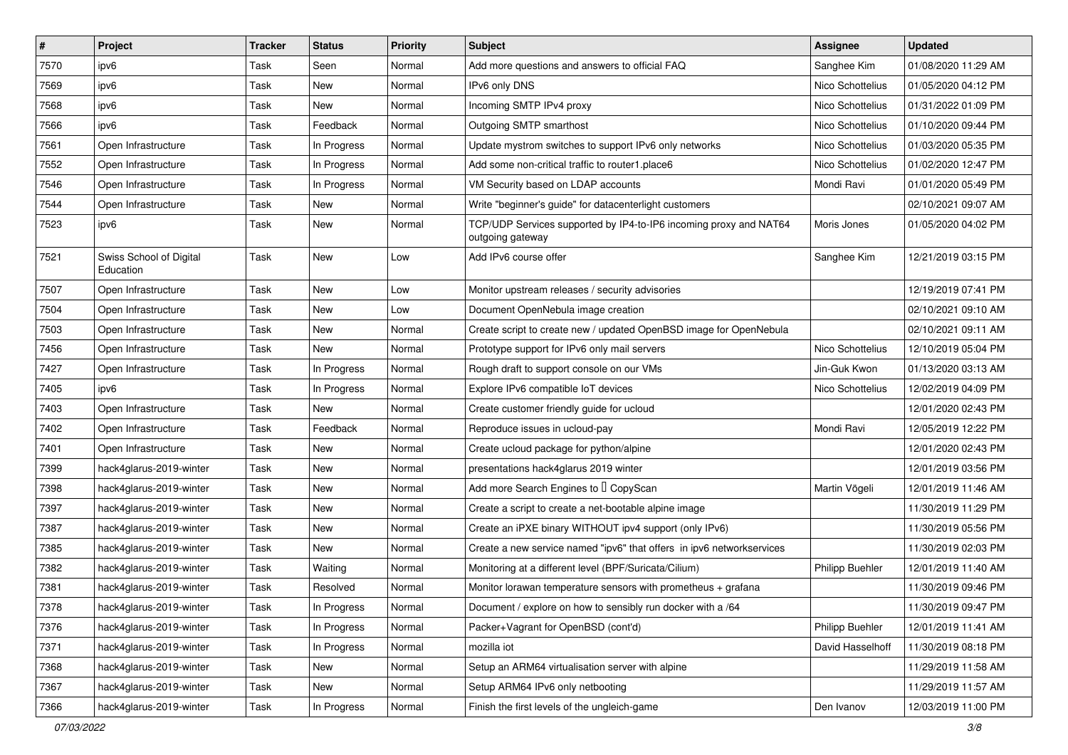| # | Project | Tracker | Status | Priority | Subject | Assignee | Updated |
|---|---|---|---|---|---|---|---|
| 7570 | ipv6 | Task | Seen | Normal | Add more questions and answers to official FAQ | Sanghee Kim | 01/08/2020 11:29 AM |
| 7569 | ipv6 | Task | New | Normal | IPv6 only DNS | Nico Schottelius | 01/05/2020 04:12 PM |
| 7568 | ipv6 | Task | New | Normal | Incoming SMTP IPv4 proxy | Nico Schottelius | 01/31/2022 01:09 PM |
| 7566 | ipv6 | Task | Feedback | Normal | Outgoing SMTP smarthost | Nico Schottelius | 01/10/2020 09:44 PM |
| 7561 | Open Infrastructure | Task | In Progress | Normal | Update mystrom switches to support IPv6 only networks | Nico Schottelius | 01/03/2020 05:35 PM |
| 7552 | Open Infrastructure | Task | In Progress | Normal | Add some non-critical traffic to router1.place6 | Nico Schottelius | 01/02/2020 12:47 PM |
| 7546 | Open Infrastructure | Task | In Progress | Normal | VM Security based on LDAP accounts | Mondi Ravi | 01/01/2020 05:49 PM |
| 7544 | Open Infrastructure | Task | New | Normal | Write "beginner's guide" for datacenterlight customers | | 02/10/2021 09:07 AM |
| 7523 | ipv6 | Task | New | Normal | TCP/UDP Services supported by IP4-to-IP6 incoming proxy and NAT64 outgoing gateway | Moris Jones | 01/05/2020 04:02 PM |
| 7521 | Swiss School of Digital Education | Task | New | Low | Add IPv6 course offer | Sanghee Kim | 12/21/2019 03:15 PM |
| 7507 | Open Infrastructure | Task | New | Low | Monitor upstream releases / security advisories | | 12/19/2019 07:41 PM |
| 7504 | Open Infrastructure | Task | New | Low | Document OpenNebula image creation | | 02/10/2021 09:10 AM |
| 7503 | Open Infrastructure | Task | New | Normal | Create script to create new / updated OpenBSD image for OpenNebula | | 02/10/2021 09:11 AM |
| 7456 | Open Infrastructure | Task | New | Normal | Prototype support for IPv6 only mail servers | Nico Schottelius | 12/10/2019 05:04 PM |
| 7427 | Open Infrastructure | Task | In Progress | Normal | Rough draft to support console on our VMs | Jin-Guk Kwon | 01/13/2020 03:13 AM |
| 7405 | ipv6 | Task | In Progress | Normal | Explore IPv6 compatible IoT devices | Nico Schottelius | 12/02/2019 04:09 PM |
| 7403 | Open Infrastructure | Task | New | Normal | Create customer friendly guide for ucloud | | 12/01/2020 02:43 PM |
| 7402 | Open Infrastructure | Task | Feedback | Normal | Reproduce issues in ucloud-pay | Mondi Ravi | 12/05/2019 12:22 PM |
| 7401 | Open Infrastructure | Task | New | Normal | Create ucloud package for python/alpine | | 12/01/2020 02:43 PM |
| 7399 | hack4glarus-2019-winter | Task | New | Normal | presentations hack4glarus 2019 winter | | 12/01/2019 03:56 PM |
| 7398 | hack4glarus-2019-winter | Task | New | Normal | Add more Search Engines to  CopyScan | Martin Vögeli | 12/01/2019 11:46 AM |
| 7397 | hack4glarus-2019-winter | Task | New | Normal | Create a script to create a net-bootable alpine image | | 11/30/2019 11:29 PM |
| 7387 | hack4glarus-2019-winter | Task | New | Normal | Create an iPXE binary WITHOUT ipv4 support (only IPv6) | | 11/30/2019 05:56 PM |
| 7385 | hack4glarus-2019-winter | Task | New | Normal | Create a new service named "ipv6" that offers  in ipv6 networkservices | | 11/30/2019 02:03 PM |
| 7382 | hack4glarus-2019-winter | Task | Waiting | Normal | Monitoring at a different level (BPF/Suricata/Cilium) | Philipp Buehler | 12/01/2019 11:40 AM |
| 7381 | hack4glarus-2019-winter | Task | Resolved | Normal | Monitor lorawan temperature sensors with prometheus + grafana | | 11/30/2019 09:46 PM |
| 7378 | hack4glarus-2019-winter | Task | In Progress | Normal | Document / explore on how to sensibly run docker with a /64 | | 11/30/2019 09:47 PM |
| 7376 | hack4glarus-2019-winter | Task | In Progress | Normal | Packer+Vagrant for OpenBSD (cont'd) | Philipp Buehler | 12/01/2019 11:41 AM |
| 7371 | hack4glarus-2019-winter | Task | In Progress | Normal | mozilla iot | David Hasselhoff | 11/30/2019 08:18 PM |
| 7368 | hack4glarus-2019-winter | Task | New | Normal | Setup an ARM64 virtualisation server with alpine | | 11/29/2019 11:58 AM |
| 7367 | hack4glarus-2019-winter | Task | New | Normal | Setup ARM64 IPv6 only netbooting | | 11/29/2019 11:57 AM |
| 7366 | hack4glarus-2019-winter | Task | In Progress | Normal | Finish the first levels of the ungleich-game | Den Ivanov | 12/03/2019 11:00 PM |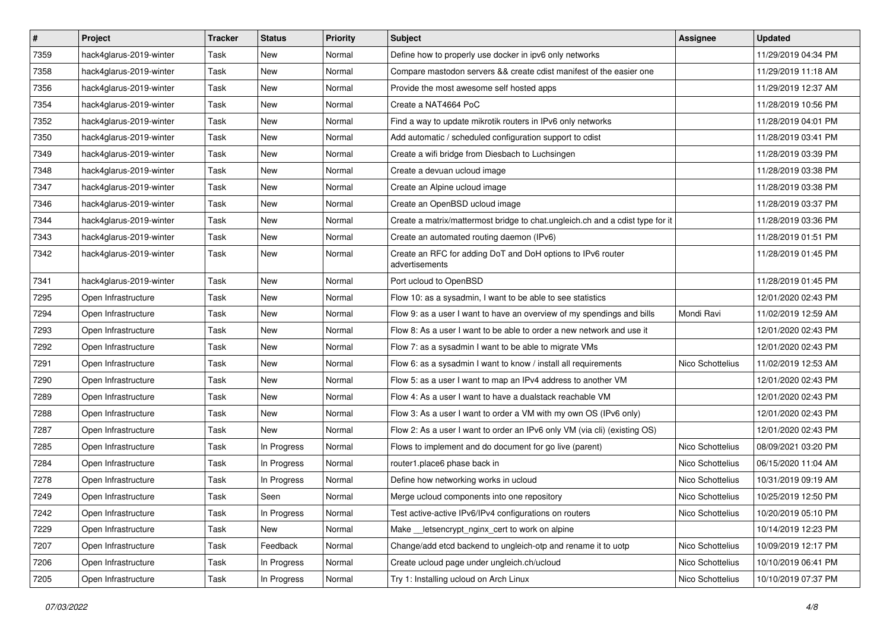| # | Project | Tracker | Status | Priority | Subject | Assignee | Updated |
|---|---|---|---|---|---|---|---|
| 7359 | hack4glarus-2019-winter | Task | New | Normal | Define how to properly use docker in ipv6 only networks | | 11/29/2019 04:34 PM |
| 7358 | hack4glarus-2019-winter | Task | New | Normal | Compare mastodon servers && create cdist manifest of the easier one | | 11/29/2019 11:18 AM |
| 7356 | hack4glarus-2019-winter | Task | New | Normal | Provide the most awesome self hosted apps | | 11/29/2019 12:37 AM |
| 7354 | hack4glarus-2019-winter | Task | New | Normal | Create a NAT4664 PoC | | 11/28/2019 10:56 PM |
| 7352 | hack4glarus-2019-winter | Task | New | Normal | Find a way to update mikrotik routers in IPv6 only networks | | 11/28/2019 04:01 PM |
| 7350 | hack4glarus-2019-winter | Task | New | Normal | Add automatic / scheduled configuration support to cdist | | 11/28/2019 03:41 PM |
| 7349 | hack4glarus-2019-winter | Task | New | Normal | Create a wifi bridge from Diesbach to Luchsingen | | 11/28/2019 03:39 PM |
| 7348 | hack4glarus-2019-winter | Task | New | Normal | Create a devuan ucloud image | | 11/28/2019 03:38 PM |
| 7347 | hack4glarus-2019-winter | Task | New | Normal | Create an Alpine ucloud image | | 11/28/2019 03:38 PM |
| 7346 | hack4glarus-2019-winter | Task | New | Normal | Create an OpenBSD ucloud image | | 11/28/2019 03:37 PM |
| 7344 | hack4glarus-2019-winter | Task | New | Normal | Create a matrix/mattermost bridge to chat.ungleich.ch and a cdist type for it | | 11/28/2019 03:36 PM |
| 7343 | hack4glarus-2019-winter | Task | New | Normal | Create an automated routing daemon (IPv6) | | 11/28/2019 01:51 PM |
| 7342 | hack4glarus-2019-winter | Task | New | Normal | Create an RFC for adding DoT and DoH options to IPv6 router advertisements | | 11/28/2019 01:45 PM |
| 7341 | hack4glarus-2019-winter | Task | New | Normal | Port ucloud to OpenBSD | | 11/28/2019 01:45 PM |
| 7295 | Open Infrastructure | Task | New | Normal | Flow 10: as a sysadmin, I want to be able to see statistics | | 12/01/2020 02:43 PM |
| 7294 | Open Infrastructure | Task | New | Normal | Flow 9: as a user I want to have an overview of my spendings and bills | Mondi Ravi | 11/02/2019 12:59 AM |
| 7293 | Open Infrastructure | Task | New | Normal | Flow 8: As a user I want to be able to order a new network and use it | | 12/01/2020 02:43 PM |
| 7292 | Open Infrastructure | Task | New | Normal | Flow 7: as a sysadmin I want to be able to migrate VMs | | 12/01/2020 02:43 PM |
| 7291 | Open Infrastructure | Task | New | Normal | Flow 6: as a sysadmin I want to know / install all requirements | Nico Schottelius | 11/02/2019 12:53 AM |
| 7290 | Open Infrastructure | Task | New | Normal | Flow 5: as a user I want to map an IPv4 address to another VM | | 12/01/2020 02:43 PM |
| 7289 | Open Infrastructure | Task | New | Normal | Flow 4: As a user I want to have a dualstack reachable VM | | 12/01/2020 02:43 PM |
| 7288 | Open Infrastructure | Task | New | Normal | Flow 3: As a user I want to order a VM with my own OS (IPv6 only) | | 12/01/2020 02:43 PM |
| 7287 | Open Infrastructure | Task | New | Normal | Flow 2: As a user I want to order an IPv6 only VM (via cli) (existing OS) | | 12/01/2020 02:43 PM |
| 7285 | Open Infrastructure | Task | In Progress | Normal | Flows to implement and do document for go live (parent) | Nico Schottelius | 08/09/2021 03:20 PM |
| 7284 | Open Infrastructure | Task | In Progress | Normal | router1.place6 phase back in | Nico Schottelius | 06/15/2020 11:04 AM |
| 7278 | Open Infrastructure | Task | In Progress | Normal | Define how networking works in ucloud | Nico Schottelius | 10/31/2019 09:19 AM |
| 7249 | Open Infrastructure | Task | Seen | Normal | Merge ucloud components into one repository | Nico Schottelius | 10/25/2019 12:50 PM |
| 7242 | Open Infrastructure | Task | In Progress | Normal | Test active-active IPv6/IPv4 configurations on routers | Nico Schottelius | 10/20/2019 05:10 PM |
| 7229 | Open Infrastructure | Task | New | Normal | Make __letsencrypt_nginx_cert to work on alpine | | 10/14/2019 12:23 PM |
| 7207 | Open Infrastructure | Task | Feedback | Normal | Change/add etcd backend to ungleich-otp and rename it to uotp | Nico Schottelius | 10/09/2019 12:17 PM |
| 7206 | Open Infrastructure | Task | In Progress | Normal | Create ucloud page under ungleich.ch/ucloud | Nico Schottelius | 10/10/2019 06:41 PM |
| 7205 | Open Infrastructure | Task | In Progress | Normal | Try 1: Installing ucloud on Arch Linux | Nico Schottelius | 10/10/2019 07:37 PM |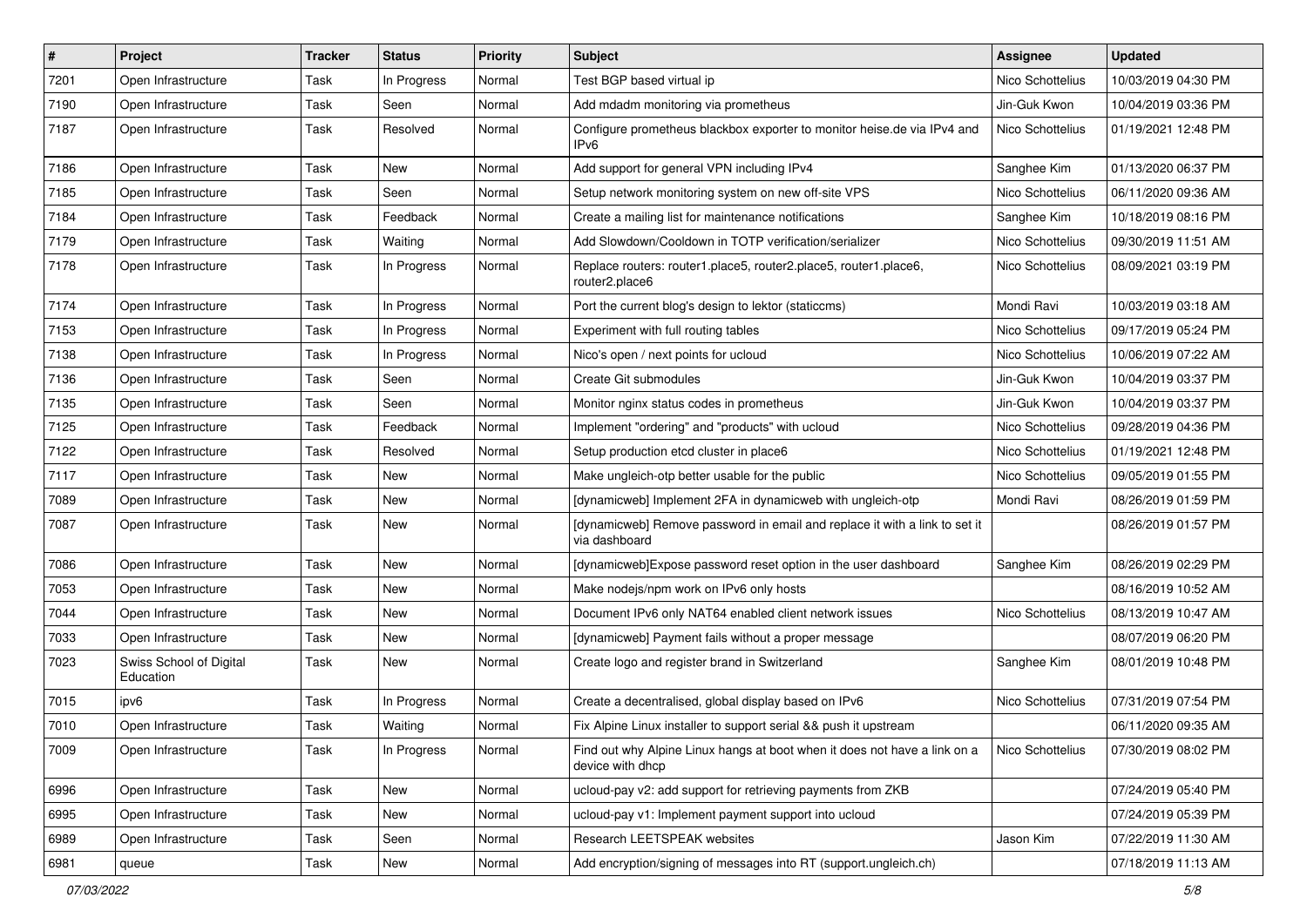| # | Project | Tracker | Status | Priority | Subject | Assignee | Updated |
|---|---|---|---|---|---|---|---|
| 7201 | Open Infrastructure | Task | In Progress | Normal | Test BGP based virtual ip | Nico Schottelius | 10/03/2019 04:30 PM |
| 7190 | Open Infrastructure | Task | Seen | Normal | Add mdadm monitoring via prometheus | Jin-Guk Kwon | 10/04/2019 03:36 PM |
| 7187 | Open Infrastructure | Task | Resolved | Normal | Configure prometheus blackbox exporter to monitor heise.de via IPv4 and IPv6 | Nico Schottelius | 01/19/2021 12:48 PM |
| 7186 | Open Infrastructure | Task | New | Normal | Add support for general VPN including IPv4 | Sanghee Kim | 01/13/2020 06:37 PM |
| 7185 | Open Infrastructure | Task | Seen | Normal | Setup network monitoring system on new off-site VPS | Nico Schottelius | 06/11/2020 09:36 AM |
| 7184 | Open Infrastructure | Task | Feedback | Normal | Create a mailing list for maintenance notifications | Sanghee Kim | 10/18/2019 08:16 PM |
| 7179 | Open Infrastructure | Task | Waiting | Normal | Add Slowdown/Cooldown in TOTP verification/serializer | Nico Schottelius | 09/30/2019 11:51 AM |
| 7178 | Open Infrastructure | Task | In Progress | Normal | Replace routers: router1.place5, router2.place5, router1.place6, router2.place6 | Nico Schottelius | 08/09/2021 03:19 PM |
| 7174 | Open Infrastructure | Task | In Progress | Normal | Port the current blog's design to lektor (staticcms) | Mondi Ravi | 10/03/2019 03:18 AM |
| 7153 | Open Infrastructure | Task | In Progress | Normal | Experiment with full routing tables | Nico Schottelius | 09/17/2019 05:24 PM |
| 7138 | Open Infrastructure | Task | In Progress | Normal | Nico's open / next points for ucloud | Nico Schottelius | 10/06/2019 07:22 AM |
| 7136 | Open Infrastructure | Task | Seen | Normal | Create Git submodules | Jin-Guk Kwon | 10/04/2019 03:37 PM |
| 7135 | Open Infrastructure | Task | Seen | Normal | Monitor nginx status codes in prometheus | Jin-Guk Kwon | 10/04/2019 03:37 PM |
| 7125 | Open Infrastructure | Task | Feedback | Normal | Implement "ordering" and "products" with ucloud | Nico Schottelius | 09/28/2019 04:36 PM |
| 7122 | Open Infrastructure | Task | Resolved | Normal | Setup production etcd cluster in place6 | Nico Schottelius | 01/19/2021 12:48 PM |
| 7117 | Open Infrastructure | Task | New | Normal | Make ungleich-otp better usable for the public | Nico Schottelius | 09/05/2019 01:55 PM |
| 7089 | Open Infrastructure | Task | New | Normal | [dynamicweb] Implement 2FA in dynamicweb with ungleich-otp | Mondi Ravi | 08/26/2019 01:59 PM |
| 7087 | Open Infrastructure | Task | New | Normal | [dynamicweb] Remove password in email and replace it with a link to set it via dashboard | | 08/26/2019 01:57 PM |
| 7086 | Open Infrastructure | Task | New | Normal | [dynamicweb]Expose password reset option in the user dashboard | Sanghee Kim | 08/26/2019 02:29 PM |
| 7053 | Open Infrastructure | Task | New | Normal | Make nodejs/npm work on IPv6 only hosts | | 08/16/2019 10:52 AM |
| 7044 | Open Infrastructure | Task | New | Normal | Document IPv6 only NAT64 enabled client network issues | Nico Schottelius | 08/13/2019 10:47 AM |
| 7033 | Open Infrastructure | Task | New | Normal | [dynamicweb] Payment fails without a proper message | | 08/07/2019 06:20 PM |
| 7023 | Swiss School of Digital Education | Task | New | Normal | Create logo and register brand in Switzerland | Sanghee Kim | 08/01/2019 10:48 PM |
| 7015 | ipv6 | Task | In Progress | Normal | Create a decentralised, global display based on IPv6 | Nico Schottelius | 07/31/2019 07:54 PM |
| 7010 | Open Infrastructure | Task | Waiting | Normal | Fix Alpine Linux installer to support serial && push it upstream | | 06/11/2020 09:35 AM |
| 7009 | Open Infrastructure | Task | In Progress | Normal | Find out why Alpine Linux hangs at boot when it does not have a link on a device with dhcp | Nico Schottelius | 07/30/2019 08:02 PM |
| 6996 | Open Infrastructure | Task | New | Normal | ucloud-pay v2: add support for retrieving payments from ZKB | | 07/24/2019 05:40 PM |
| 6995 | Open Infrastructure | Task | New | Normal | ucloud-pay v1: Implement payment support into ucloud | | 07/24/2019 05:39 PM |
| 6989 | Open Infrastructure | Task | Seen | Normal | Research LEETSPEAK websites | Jason Kim | 07/22/2019 11:30 AM |
| 6981 | queue | Task | New | Normal | Add encryption/signing of messages into RT (support.ungleich.ch) | | 07/18/2019 11:13 AM |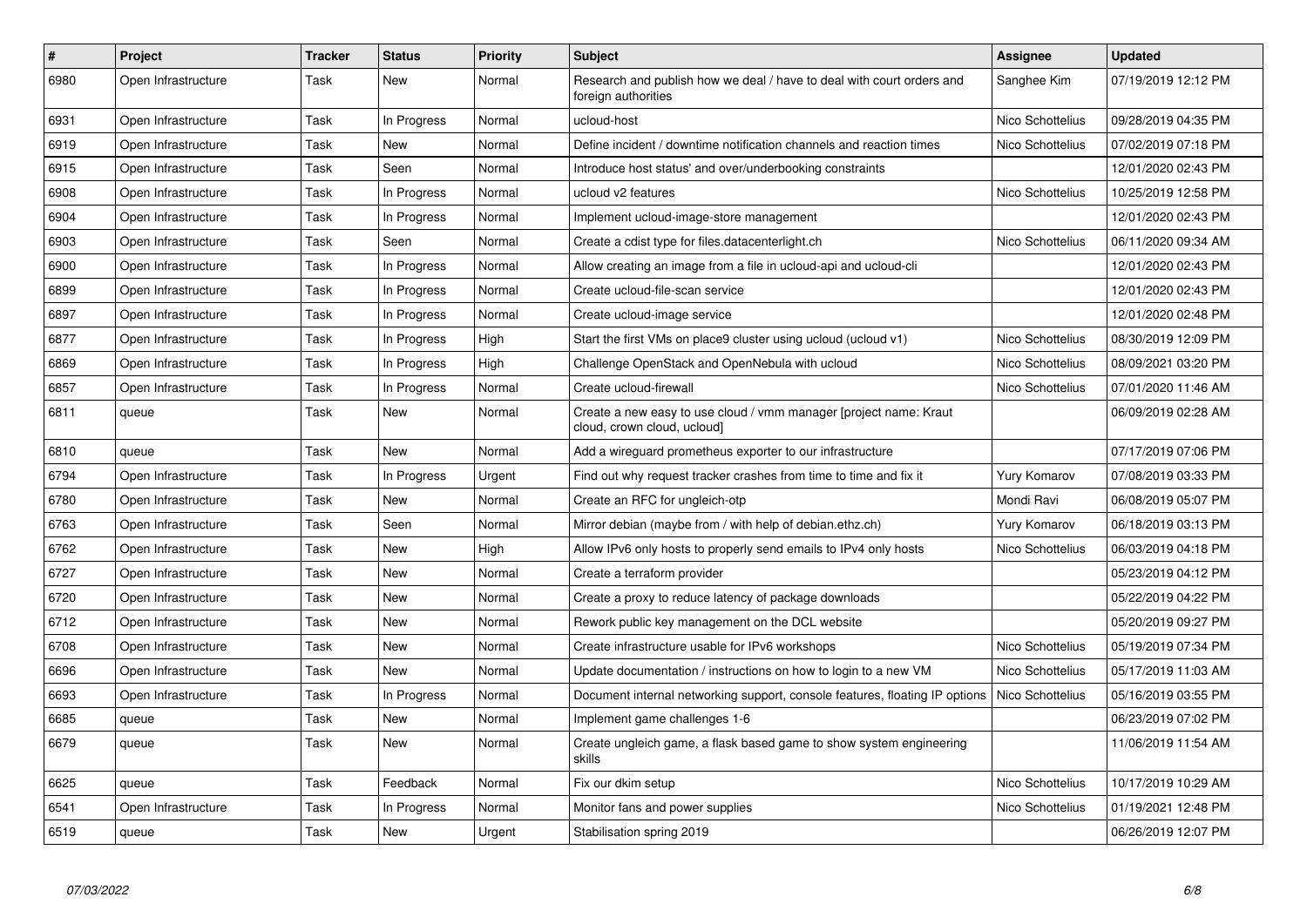| # | Project | Tracker | Status | Priority | Subject | Assignee | Updated |
|---|---|---|---|---|---|---|---|
| 6980 | Open Infrastructure | Task | New | Normal | Research and publish how we deal / have to deal with court orders and foreign authorities | Sanghee Kim | 07/19/2019 12:12 PM |
| 6931 | Open Infrastructure | Task | In Progress | Normal | ucloud-host | Nico Schottelius | 09/28/2019 04:35 PM |
| 6919 | Open Infrastructure | Task | New | Normal | Define incident / downtime notification channels and reaction times | Nico Schottelius | 07/02/2019 07:18 PM |
| 6915 | Open Infrastructure | Task | Seen | Normal | Introduce host status' and over/underbooking constraints | | 12/01/2020 02:43 PM |
| 6908 | Open Infrastructure | Task | In Progress | Normal | ucloud v2 features | Nico Schottelius | 10/25/2019 12:58 PM |
| 6904 | Open Infrastructure | Task | In Progress | Normal | Implement ucloud-image-store management | | 12/01/2020 02:43 PM |
| 6903 | Open Infrastructure | Task | Seen | Normal | Create a cdist type for files.datacenterlight.ch | Nico Schottelius | 06/11/2020 09:34 AM |
| 6900 | Open Infrastructure | Task | In Progress | Normal | Allow creating an image from a file in ucloud-api and ucloud-cli | | 12/01/2020 02:43 PM |
| 6899 | Open Infrastructure | Task | In Progress | Normal | Create ucloud-file-scan service | | 12/01/2020 02:43 PM |
| 6897 | Open Infrastructure | Task | In Progress | Normal | Create ucloud-image service | | 12/01/2020 02:48 PM |
| 6877 | Open Infrastructure | Task | In Progress | High | Start the first VMs on place9 cluster using ucloud (ucloud v1) | Nico Schottelius | 08/30/2019 12:09 PM |
| 6869 | Open Infrastructure | Task | In Progress | High | Challenge OpenStack and OpenNebula with ucloud | Nico Schottelius | 08/09/2021 03:20 PM |
| 6857 | Open Infrastructure | Task | In Progress | Normal | Create ucloud-firewall | Nico Schottelius | 07/01/2020 11:46 AM |
| 6811 | queue | Task | New | Normal | Create a new easy to use cloud / vmm manager [project name: Kraut cloud, crown cloud, ucloud] | | 06/09/2019 02:28 AM |
| 6810 | queue | Task | New | Normal | Add a wireguard prometheus exporter to our infrastructure | | 07/17/2019 07:06 PM |
| 6794 | Open Infrastructure | Task | In Progress | Urgent | Find out why request tracker crashes from time to time and fix it | Yury Komarov | 07/08/2019 03:33 PM |
| 6780 | Open Infrastructure | Task | New | Normal | Create an RFC for ungleich-otp | Mondi Ravi | 06/08/2019 05:07 PM |
| 6763 | Open Infrastructure | Task | Seen | Normal | Mirror debian (maybe from / with help of debian.ethz.ch) | Yury Komarov | 06/18/2019 03:13 PM |
| 6762 | Open Infrastructure | Task | New | High | Allow IPv6 only hosts to properly send emails to IPv4 only hosts | Nico Schottelius | 06/03/2019 04:18 PM |
| 6727 | Open Infrastructure | Task | New | Normal | Create a terraform provider | | 05/23/2019 04:12 PM |
| 6720 | Open Infrastructure | Task | New | Normal | Create a proxy to reduce latency of package downloads | | 05/22/2019 04:22 PM |
| 6712 | Open Infrastructure | Task | New | Normal | Rework public key management on the DCL website | | 05/20/2019 09:27 PM |
| 6708 | Open Infrastructure | Task | New | Normal | Create infrastructure usable for IPv6 workshops | Nico Schottelius | 05/19/2019 07:34 PM |
| 6696 | Open Infrastructure | Task | New | Normal | Update documentation / instructions on how to login to a new VM | Nico Schottelius | 05/17/2019 11:03 AM |
| 6693 | Open Infrastructure | Task | In Progress | Normal | Document internal networking support, console features, floating IP options | Nico Schottelius | 05/16/2019 03:55 PM |
| 6685 | queue | Task | New | Normal | Implement game challenges 1-6 | | 06/23/2019 07:02 PM |
| 6679 | queue | Task | New | Normal | Create ungleich game, a flask based game to show system engineering skills | | 11/06/2019 11:54 AM |
| 6625 | queue | Task | Feedback | Normal | Fix our dkim setup | Nico Schottelius | 10/17/2019 10:29 AM |
| 6541 | Open Infrastructure | Task | In Progress | Normal | Monitor fans and power supplies | Nico Schottelius | 01/19/2021 12:48 PM |
| 6519 | queue | Task | New | Urgent | Stabilisation spring 2019 | | 06/26/2019 12:07 PM |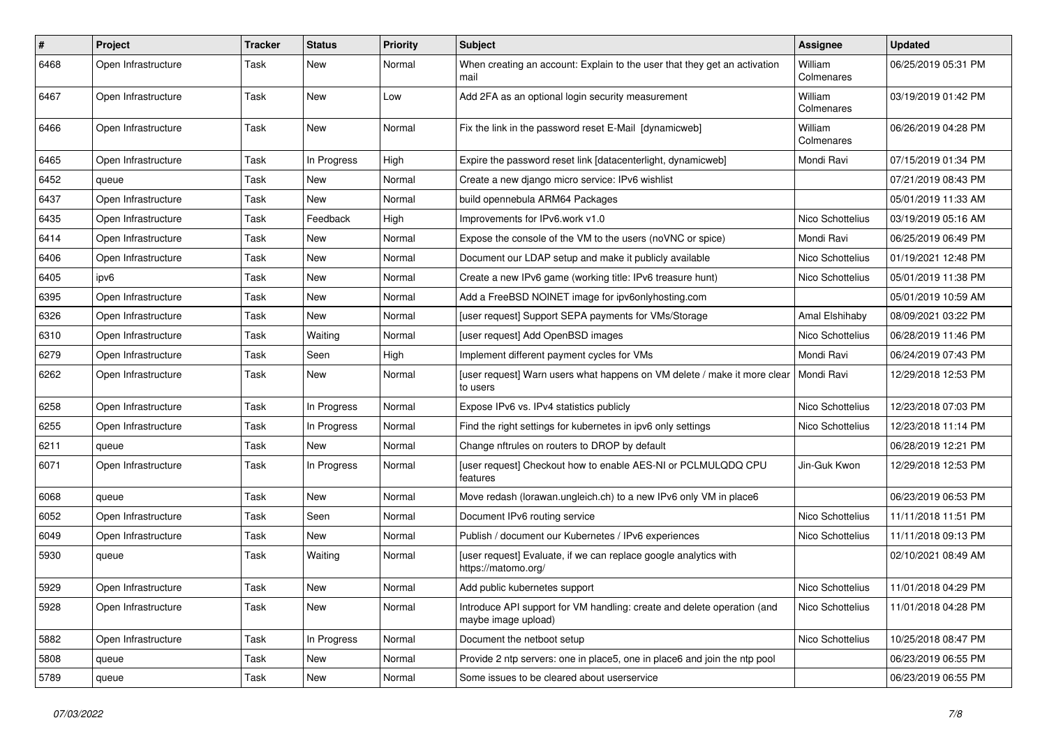| # | Project | Tracker | Status | Priority | Subject | Assignee | Updated |
|---|---|---|---|---|---|---|---|
| 6468 | Open Infrastructure | Task | New | Normal | When creating an account: Explain to the user that they get an activation mail | William Colmenares | 06/25/2019 05:31 PM |
| 6467 | Open Infrastructure | Task | New | Low | Add 2FA as an optional login security measurement | William Colmenares | 03/19/2019 01:42 PM |
| 6466 | Open Infrastructure | Task | New | Normal | Fix the link in the password reset E-Mail [dynamicweb] | William Colmenares | 06/26/2019 04:28 PM |
| 6465 | Open Infrastructure | Task | In Progress | High | Expire the password reset link [datacenterlight, dynamicweb] | Mondi Ravi | 07/15/2019 01:34 PM |
| 6452 | queue | Task | New | Normal | Create a new django micro service: IPv6 wishlist | | 07/21/2019 08:43 PM |
| 6437 | Open Infrastructure | Task | New | Normal | build opennebula ARM64 Packages | | 05/01/2019 11:33 AM |
| 6435 | Open Infrastructure | Task | Feedback | High | Improvements for IPv6.work v1.0 | Nico Schottelius | 03/19/2019 05:16 AM |
| 6414 | Open Infrastructure | Task | New | Normal | Expose the console of the VM to the users (noVNC or spice) | Mondi Ravi | 06/25/2019 06:49 PM |
| 6406 | Open Infrastructure | Task | New | Normal | Document our LDAP setup and make it publicly available | Nico Schottelius | 01/19/2021 12:48 PM |
| 6405 | ipv6 | Task | New | Normal | Create a new IPv6 game (working title: IPv6 treasure hunt) | Nico Schottelius | 05/01/2019 11:38 PM |
| 6395 | Open Infrastructure | Task | New | Normal | Add a FreeBSD NOINET image for ipv6onlyhosting.com | | 05/01/2019 10:59 AM |
| 6326 | Open Infrastructure | Task | New | Normal | [user request] Support SEPA payments for VMs/Storage | Amal Elshihaby | 08/09/2021 03:22 PM |
| 6310 | Open Infrastructure | Task | Waiting | Normal | [user request] Add OpenBSD images | Nico Schottelius | 06/28/2019 11:46 PM |
| 6279 | Open Infrastructure | Task | Seen | High | Implement different payment cycles for VMs | Mondi Ravi | 06/24/2019 07:43 PM |
| 6262 | Open Infrastructure | Task | New | Normal | [user request] Warn users what happens on VM delete / make it more clear to users | Mondi Ravi | 12/29/2018 12:53 PM |
| 6258 | Open Infrastructure | Task | In Progress | Normal | Expose IPv6 vs. IPv4 statistics publicly | Nico Schottelius | 12/23/2018 07:03 PM |
| 6255 | Open Infrastructure | Task | In Progress | Normal | Find the right settings for kubernetes in ipv6 only settings | Nico Schottelius | 12/23/2018 11:14 PM |
| 6211 | queue | Task | New | Normal | Change nftrules on routers to DROP by default | | 06/28/2019 12:21 PM |
| 6071 | Open Infrastructure | Task | In Progress | Normal | [user request] Checkout how to enable AES-NI or PCLMULQDQ CPU features | Jin-Guk Kwon | 12/29/2018 12:53 PM |
| 6068 | queue | Task | New | Normal | Move redash (lorawan.ungleich.ch) to a new IPv6 only VM in place6 | | 06/23/2019 06:53 PM |
| 6052 | Open Infrastructure | Task | Seen | Normal | Document IPv6 routing service | Nico Schottelius | 11/11/2018 11:51 PM |
| 6049 | Open Infrastructure | Task | New | Normal | Publish / document our Kubernetes / IPv6 experiences | Nico Schottelius | 11/11/2018 09:13 PM |
| 5930 | queue | Task | Waiting | Normal | [user request] Evaluate, if we can replace google analytics with https://matomo.org/ | | 02/10/2021 08:49 AM |
| 5929 | Open Infrastructure | Task | New | Normal | Add public kubernetes support | Nico Schottelius | 11/01/2018 04:29 PM |
| 5928 | Open Infrastructure | Task | New | Normal | Introduce API support for VM handling: create and delete operation (and maybe image upload) | Nico Schottelius | 11/01/2018 04:28 PM |
| 5882 | Open Infrastructure | Task | In Progress | Normal | Document the netboot setup | Nico Schottelius | 10/25/2018 08:47 PM |
| 5808 | queue | Task | New | Normal | Provide 2 ntp servers: one in place5, one in place6 and join the ntp pool | | 06/23/2019 06:55 PM |
| 5789 | queue | Task | New | Normal | Some issues to be cleared about userservice | | 06/23/2019 06:55 PM |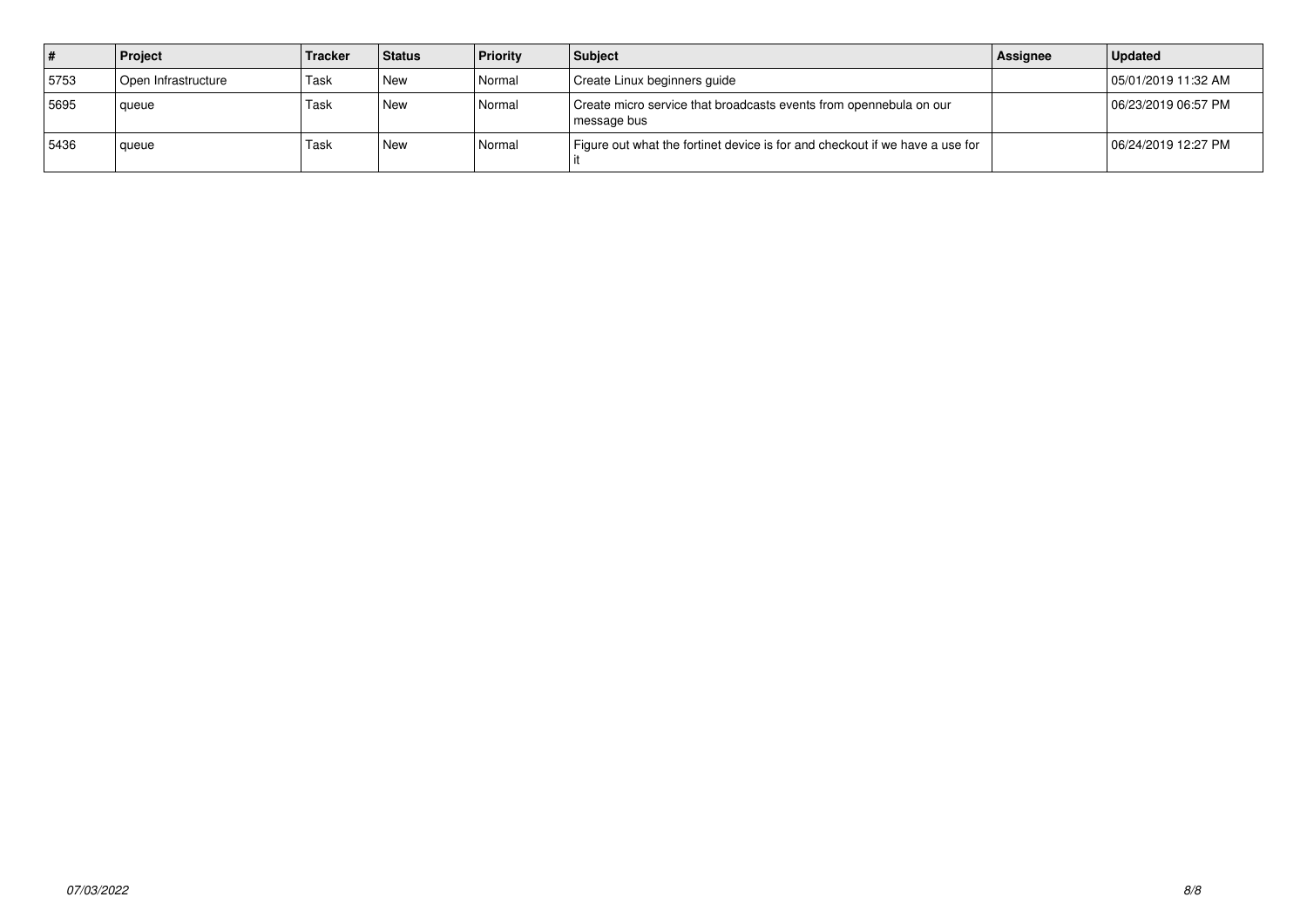| # | Project | Tracker | Status | Priority | Subject | Assignee | Updated |
|---|---|---|---|---|---|---|---|
| 5753 | Open Infrastructure | Task | New | Normal | Create Linux beginners guide | | 05/01/2019 11:32 AM |
| 5695 | queue | Task | New | Normal | Create micro service that broadcasts events from opennebula on our message bus | | 06/23/2019 06:57 PM |
| 5436 | queue | Task | New | Normal | Figure out what the fortinet device is for and checkout if we have a use for it | | 06/24/2019 12:27 PM |